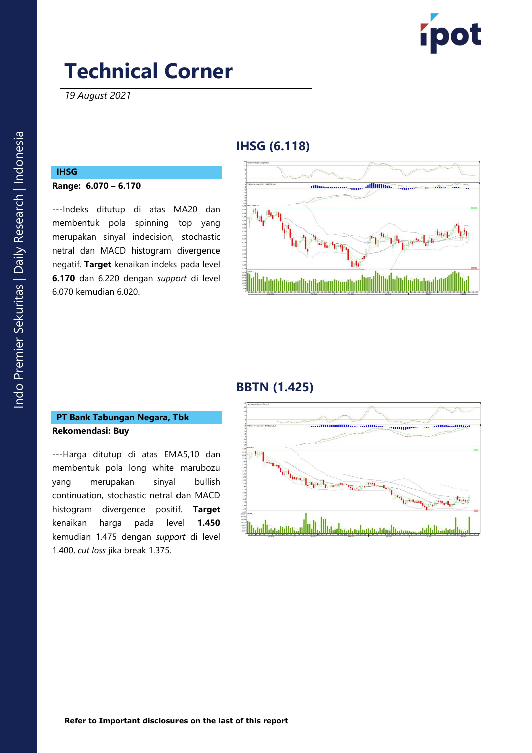# Technical Corner

*19 August 2021*

## IHSG (6.118)

**IHSG**

**Range: 6.070 – 6.170**

---Indeks ditutup di atas MA20 dan membentuk pola spinning top yang merupakan sinyal indecision, stochastic netral dan MACD histogram divergence negatif. **Target** kenaikan indeks pada level **6.170** dan 6.220 dengan *support* di level 6.070 kemudian 6.020.

## BBTN (1.425)

**PT Bank Tabungan Negara, Tbk**

**Rekomendasi: Buy**

---Harga ditutup di atas EMA5,10 dan membentuk pola long white marubozu yang merupakan sinyal bullish continuation, stochastic netral dan MACD histogram divergence positif. **Target** kenaikan harga pada level **1.450** kemudian 1.475 dengan *support* di level 1.400, *cut loss* jika break 1.375.

**Refer to Important disclosures on the last of this report**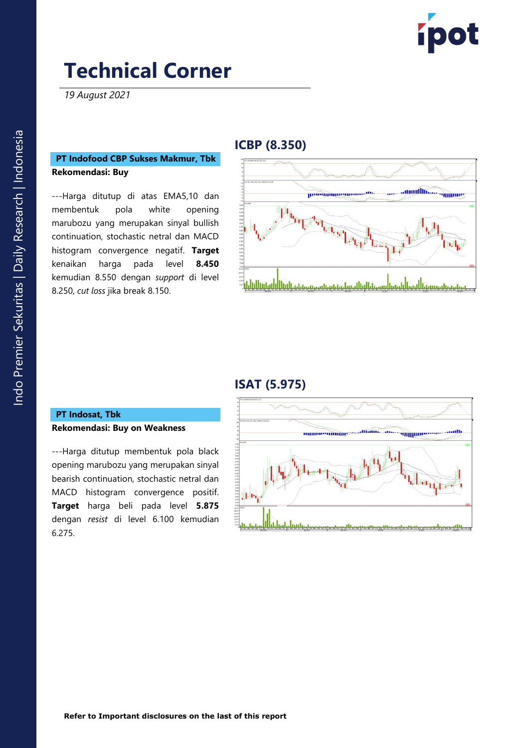# Technical Corner

*19 August 2021*

## ICBP (8.350)

**PT Indofood CBP Sukses Makmur, Tbk**

**Rekomendasi: Buy**

---Harga ditutup di atas EMA5,10 dan membentuk pola white opening marubozu yang merupakan sinyal bullish continuation, stochastic netral dan MACD histogram convergence negatif. **Target** kenaikan harga pada level **8.450** kemudian 8.550 dengan *support* di level 8.250, *cut loss* jika break 8.150.

## ISAT (5.975)

**PT Indosat, Tbk**

**Rekomendasi: Buy on Weakness**

---Harga ditutup membentuk pola black opening marubozu yang merupakan sinyal bearish continuation, stochastic netral dan MACD histogram convergence positif. **Target** harga beli pada level **5.875** dengan *resist* di level 6.100 kemudian 6.275.

**Refer to Important disclosures on the last of this report**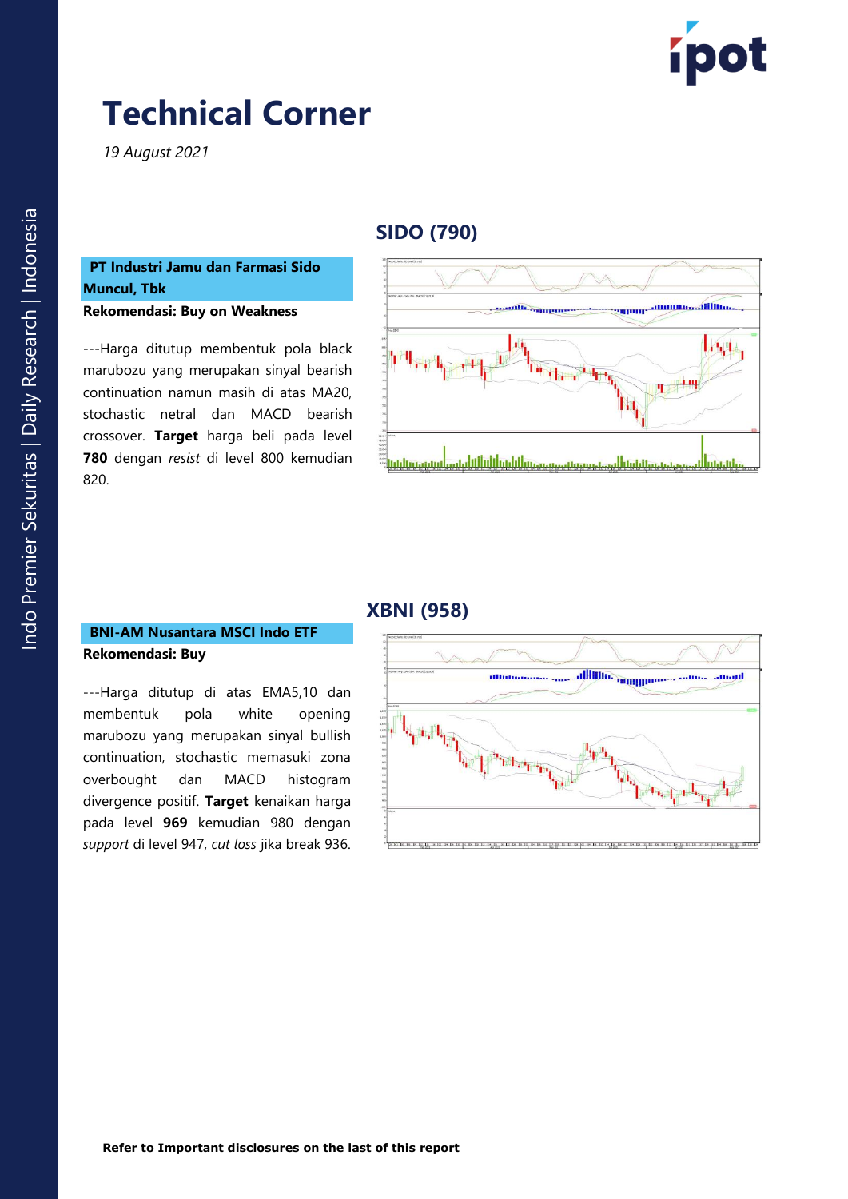# Technical Corner

*19 August 2021*

## SIDO (790)

**PT Industri Jamu dan Farmasi Sido Muncul, Tbk**

**Rekomendasi: Buy on Weakness**

---Harga ditutup membentuk pola black marubozu yang merupakan sinyal bearish continuation namun masih di atas MA20, stochastic netral dan MACD bearish crossover. **Target** harga beli pada level **780** dengan *resist* di level 800 kemudian 820.

## XBNI (958)

**BNI-AM Nusantara MSCI Indo ETF**

**Rekomendasi: Buy**

---Harga ditutup di atas EMA5,10 dan membentuk pola white opening marubozu yang merupakan sinyal bullish continuation, stochastic memasuki zona overbought dan MACD histogram divergence positif. **Target** kenaikan harga pada level **969** kemudian 980 dengan *support* di level 947, *cut loss* jika break 936.

**Refer to Important disclosures on the last of this report**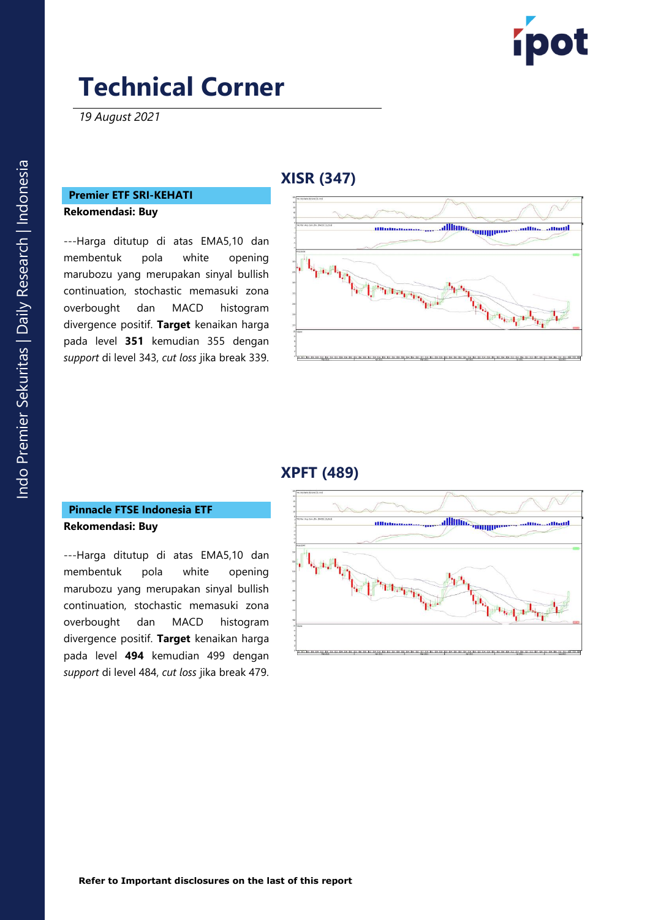# Technical Corner

*19 August 2021*

## XISR (347)

**Premier ETF SRI-KEHATI**

**Rekomendasi: Buy**

---Harga ditutup di atas EMA5,10 dan membentuk pola white opening marubozu yang merupakan sinyal bullish continuation, stochastic memasuki zona overbought dan MACD histogram divergence positif. **Target** kenaikan harga pada level **351** kemudian 355 dengan *support* di level 343, *cut loss* jika break 339.

## XPFT (489)

**Pinnacle FTSE Indonesia ETF**

**Rekomendasi: Buy**

---Harga ditutup di atas EMA5,10 dan membentuk pola white opening marubozu yang merupakan sinyal bullish continuation, stochastic memasuki zona overbought dan MACD histogram divergence positif. **Target** kenaikan harga pada level **494** kemudian 499 dengan *support* di level 484, *cut loss* jika break 479.

**Refer to Important disclosures on the last of this report**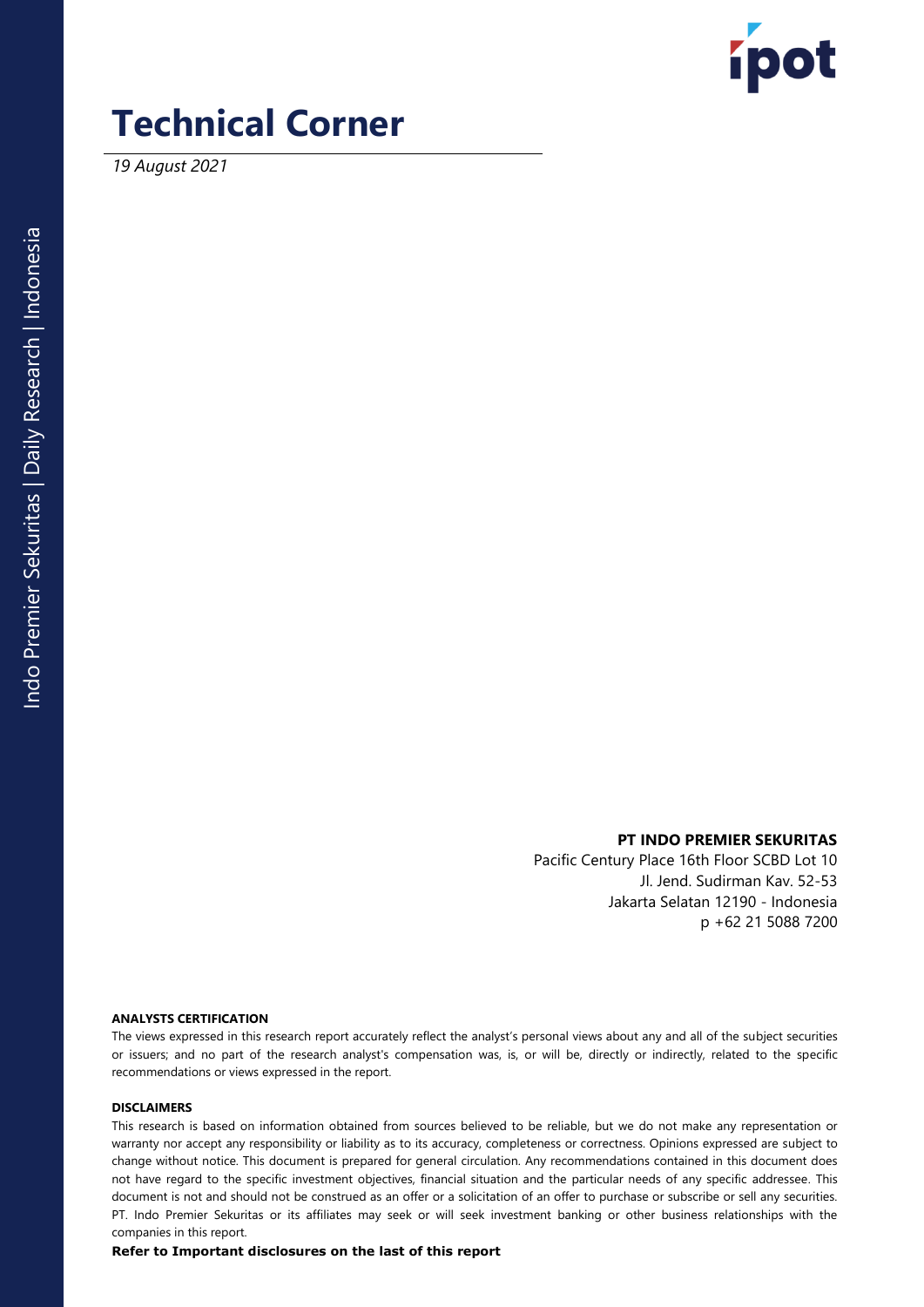# Technical Corner

*19 August 2021*

**PT INDO PREMIER SEKURITAS**
Pacific Century Place 16th Floor SCBD Lot 10
Jl. Jend. Sudirman Kav. 52-53
Jakarta Selatan 12190 - Indonesia
p +62 21 5088 7200

**ANALYSTS CERTIFICATION**

The views expressed in this research report accurately reflect the analyst's personal views about any and all of the subject securities or issuers; and no part of the research analyst's compensation was, is, or will be, directly or indirectly, related to the specific recommendations or views expressed in the report.

**DISCLAIMERS**

This research is based on information obtained from sources believed to be reliable, but we do not make any representation or warranty nor accept any responsibility or liability as to its accuracy, completeness or correctness. Opinions expressed are subject to change without notice. This document is prepared for general circulation. Any recommendations contained in this document does not have regard to the specific investment objectives, financial situation and the particular needs of any specific addressee. This document is not and should not be construed as an offer or a solicitation of an offer to purchase or subscribe or sell any securities. PT. Indo Premier Sekuritas or its affiliates may seek or will seek investment banking or other business relationships with the companies in this report.

**Refer to Important disclosures on the last of this report**